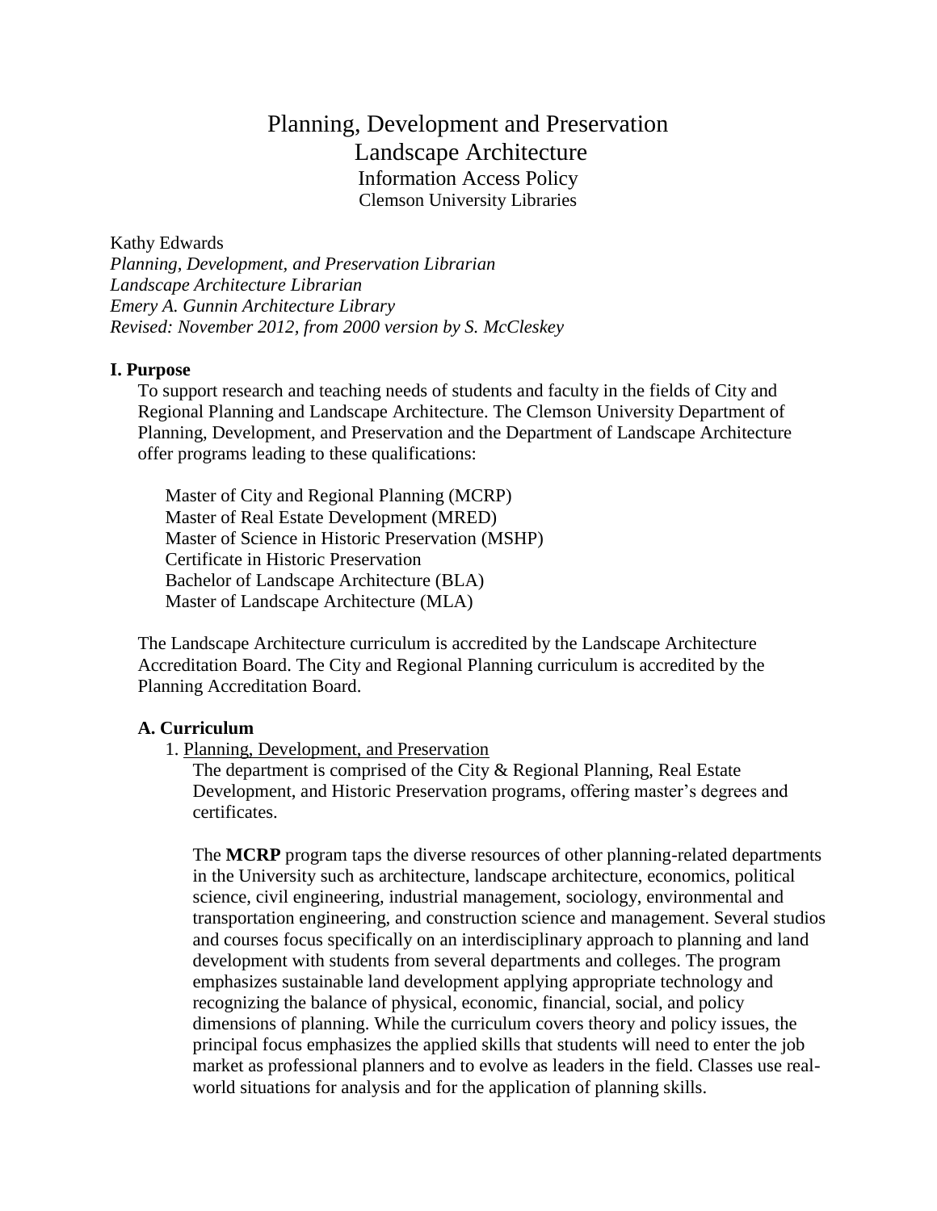# Planning, Development and Preservation
# Landscape Architecture
## Information Access Policy
### Clemson University Libraries

Kathy Edwards
*Planning, Development, and Preservation Librarian*
*Landscape Architecture Librarian*
*Emery A. Gunnin Architecture Library*
*Revised: November 2012, from 2000 version by S. McCleskey*

**I. Purpose**

To support research and teaching needs of students and faculty in the fields of City and Regional Planning and Landscape Architecture. The Clemson University Department of Planning, Development, and Preservation and the Department of Landscape Architecture offer programs leading to these qualifications:

Master of City and Regional Planning (MCRP)
Master of Real Estate Development (MRED)
Master of Science in Historic Preservation (MSHP)
Certificate in Historic Preservation
Bachelor of Landscape Architecture (BLA)
Master of Landscape Architecture (MLA)

The Landscape Architecture curriculum is accredited by the Landscape Architecture Accreditation Board. The City and Regional Planning curriculum is accredited by the Planning Accreditation Board.

**A. Curriculum**

1. Planning, Development, and Preservation

The department is comprised of the City & Regional Planning, Real Estate Development, and Historic Preservation programs, offering master's degrees and certificates.

The **MCRP** program taps the diverse resources of other planning-related departments in the University such as architecture, landscape architecture, economics, political science, civil engineering, industrial management, sociology, environmental and transportation engineering, and construction science and management. Several studios and courses focus specifically on an interdisciplinary approach to planning and land development with students from several departments and colleges. The program emphasizes sustainable land development applying appropriate technology and recognizing the balance of physical, economic, financial, social, and policy dimensions of planning. While the curriculum covers theory and policy issues, the principal focus emphasizes the applied skills that students will need to enter the job market as professional planners and to evolve as leaders in the field. Classes use real-world situations for analysis and for the application of planning skills.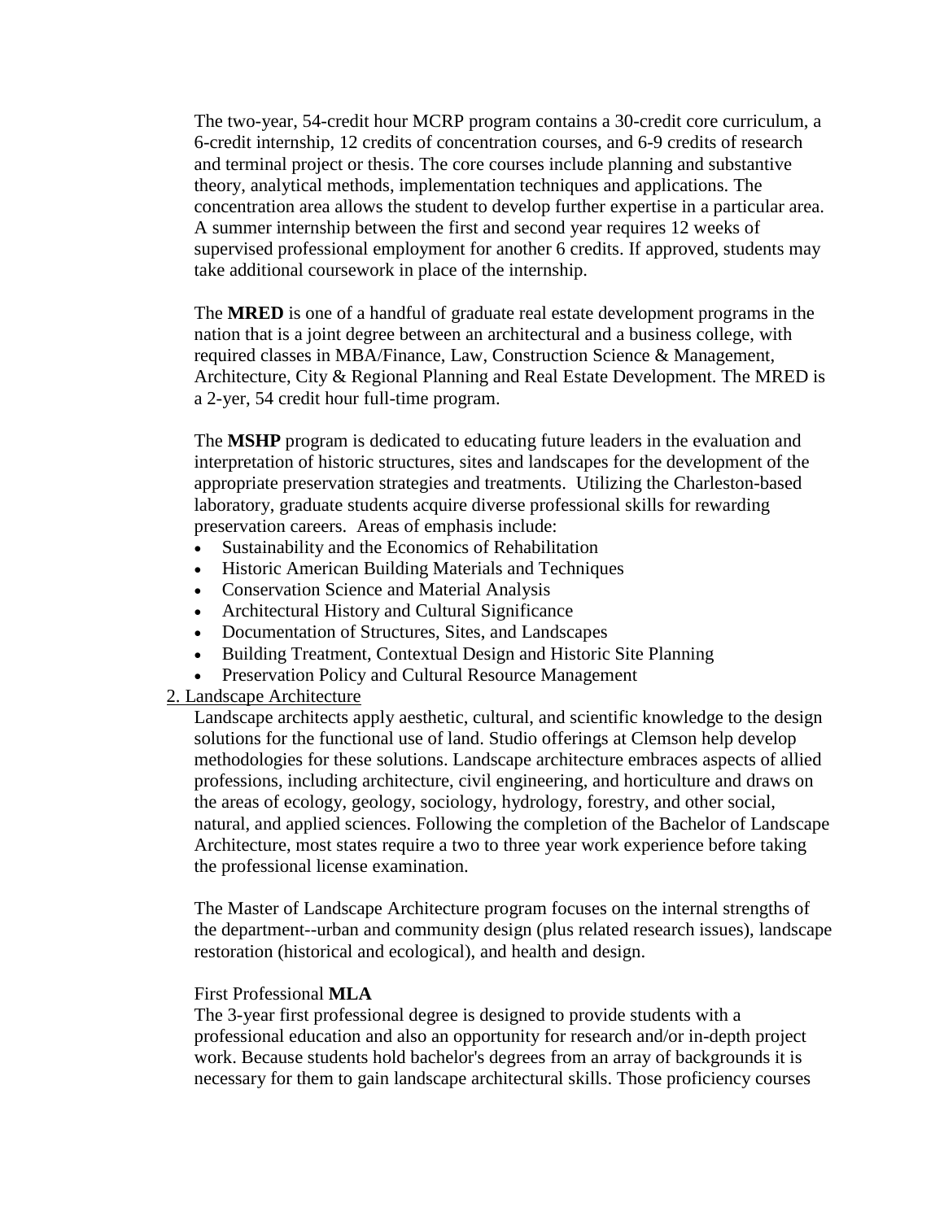The two-year, 54-credit hour MCRP program contains a 30-credit core curriculum, a 6-credit internship, 12 credits of concentration courses, and 6-9 credits of research and terminal project or thesis. The core courses include planning and substantive theory, analytical methods, implementation techniques and applications. The concentration area allows the student to develop further expertise in a particular area. A summer internship between the first and second year requires 12 weeks of supervised professional employment for another 6 credits. If approved, students may take additional coursework in place of the internship.

The **MRED** is one of a handful of graduate real estate development programs in the nation that is a joint degree between an architectural and a business college, with required classes in MBA/Finance, Law, Construction Science & Management, Architecture, City & Regional Planning and Real Estate Development. The MRED is a 2-yer, 54 credit hour full-time program.

The **MSHP** program is dedicated to educating future leaders in the evaluation and interpretation of historic structures, sites and landscapes for the development of the appropriate preservation strategies and treatments. Utilizing the Charleston-based laboratory, graduate students acquire diverse professional skills for rewarding preservation careers. Areas of emphasis include:

- Sustainability and the Economics of Rehabilitation
- Historic American Building Materials and Techniques
- Conservation Science and Material Analysis
- Architectural History and Cultural Significance
- Documentation of Structures, Sites, and Landscapes
- Building Treatment, Contextual Design and Historic Site Planning
- Preservation Policy and Cultural Resource Management

2. Landscape Architecture

Landscape architects apply aesthetic, cultural, and scientific knowledge to the design solutions for the functional use of land. Studio offerings at Clemson help develop methodologies for these solutions. Landscape architecture embraces aspects of allied professions, including architecture, civil engineering, and horticulture and draws on the areas of ecology, geology, sociology, hydrology, forestry, and other social, natural, and applied sciences. Following the completion of the Bachelor of Landscape Architecture, most states require a two to three year work experience before taking the professional license examination.

The Master of Landscape Architecture program focuses on the internal strengths of the department--urban and community design (plus related research issues), landscape restoration (historical and ecological), and health and design.

First Professional **MLA**

The 3-year first professional degree is designed to provide students with a professional education and also an opportunity for research and/or in-depth project work. Because students hold bachelor's degrees from an array of backgrounds it is necessary for them to gain landscape architectural skills. Those proficiency courses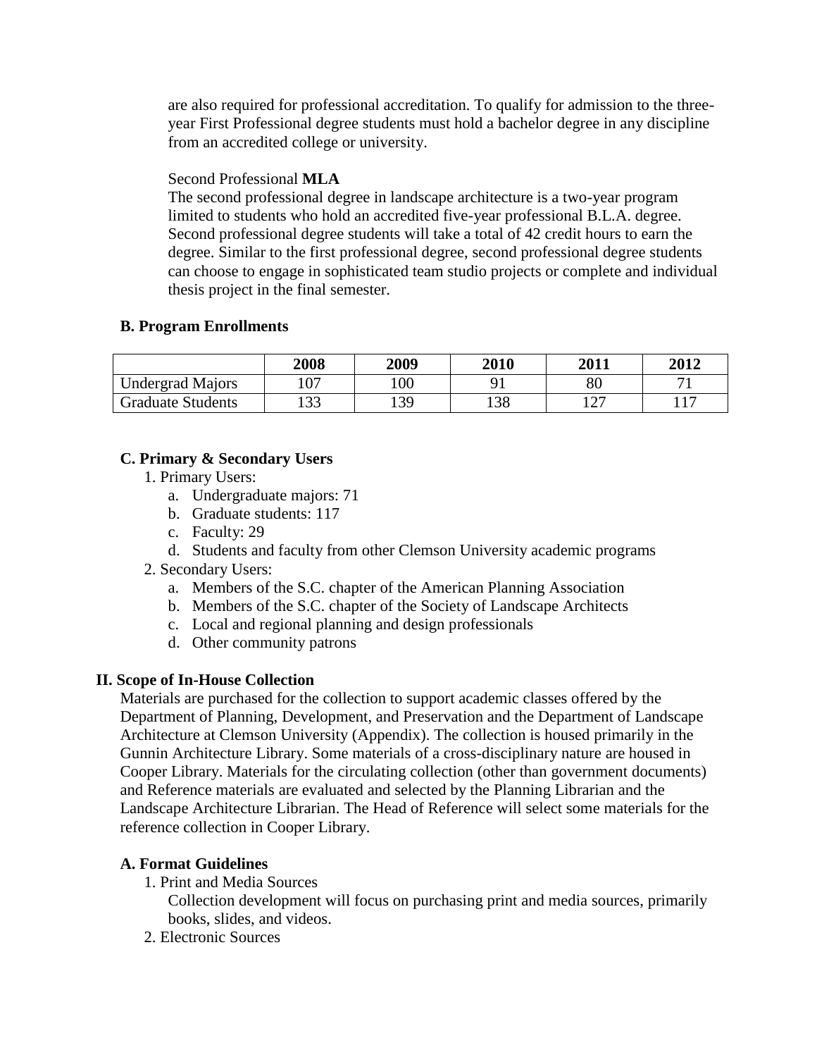are also required for professional accreditation. To qualify for admission to the three-year First Professional degree students must hold a bachelor degree in any discipline from an accredited college or university.

Second Professional **MLA**

The second professional degree in landscape architecture is a two-year program limited to students who hold an accredited five-year professional B.L.A. degree. Second professional degree students will take a total of 42 credit hours to earn the degree. Similar to the first professional degree, second professional degree students can choose to engage in sophisticated team studio projects or complete and individual thesis project in the final semester.

### B. Program Enrollments

| | 2008 | 2009 | 2010 | 2011 | 2012 |
|---|---|---|---|---|---|
| Undergrad Majors | 107 | 100 | 91 | 80 | 71 |
| Graduate Students | 133 | 139 | 138 | 127 | 117 |

### C. Primary & Secondary Users

1. Primary Users:
   a. Undergraduate majors: 71
   b. Graduate students: 117
   c. Faculty: 29
   d. Students and faculty from other Clemson University academic programs
2. Secondary Users:
   a. Members of the S.C. chapter of the American Planning Association
   b. Members of the S.C. chapter of the Society of Landscape Architects
   c. Local and regional planning and design professionals
   d. Other community patrons

## II. Scope of In-House Collection

Materials are purchased for the collection to support academic classes offered by the Department of Planning, Development, and Preservation and the Department of Landscape Architecture at Clemson University (Appendix). The collection is housed primarily in the Gunnin Architecture Library. Some materials of a cross-disciplinary nature are housed in Cooper Library. Materials for the circulating collection (other than government documents) and Reference materials are evaluated and selected by the Planning Librarian and the Landscape Architecture Librarian. The Head of Reference will select some materials for the reference collection in Cooper Library.

### A. Format Guidelines

1. Print and Media Sources

   Collection development will focus on purchasing print and media sources, primarily books, slides, and videos.
2. Electronic Sources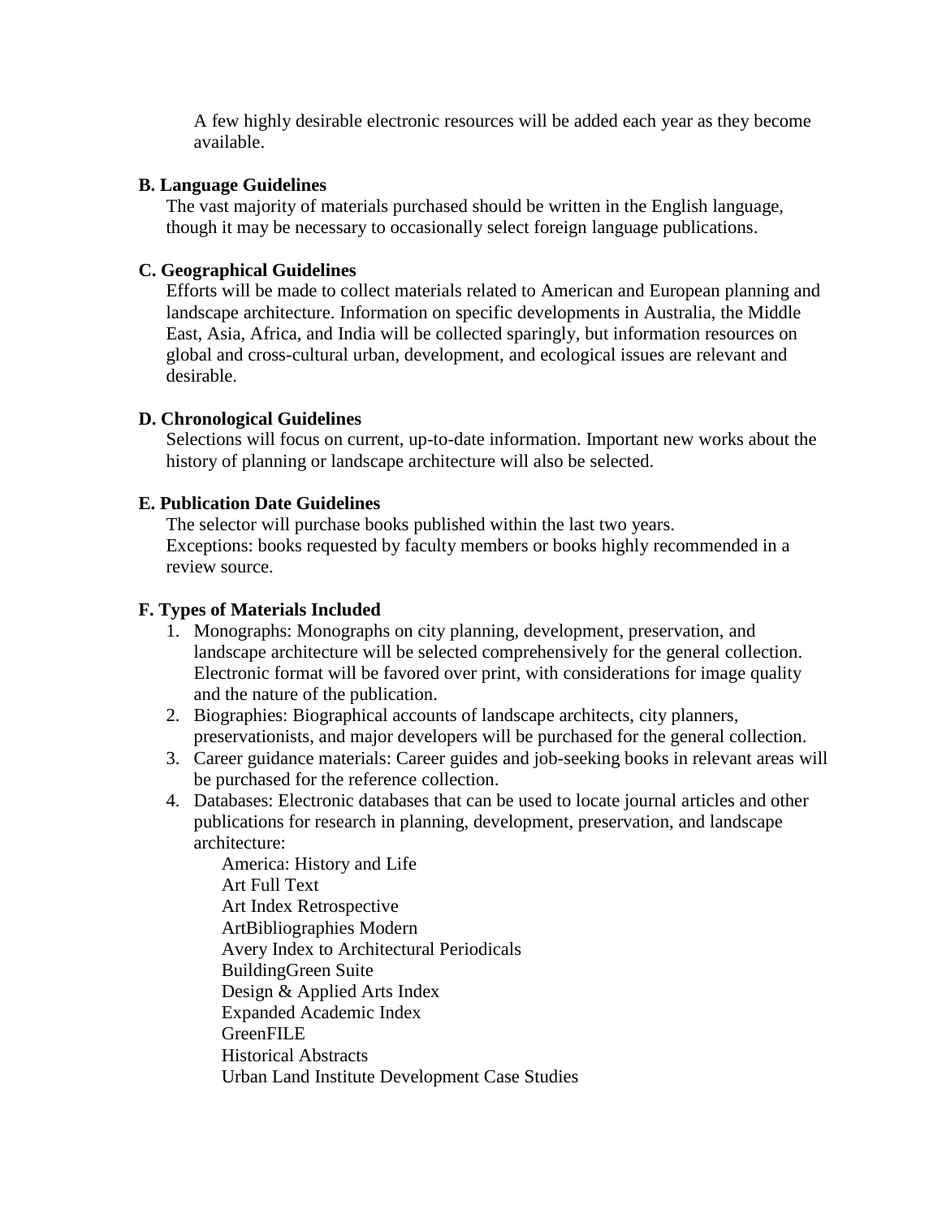A few highly desirable electronic resources will be added each year as they become available.

**B. Language Guidelines**

The vast majority of materials purchased should be written in the English language, though it may be necessary to occasionally select foreign language publications.

**C. Geographical Guidelines**

Efforts will be made to collect materials related to American and European planning and landscape architecture. Information on specific developments in Australia, the Middle East, Asia, Africa, and India will be collected sparingly, but information resources on global and cross-cultural urban, development, and ecological issues are relevant and desirable.

**D. Chronological Guidelines**

Selections will focus on current, up-to-date information. Important new works about the history of planning or landscape architecture will also be selected.

**E. Publication Date Guidelines**

The selector will purchase books published within the last two years.
Exceptions: books requested by faculty members or books highly recommended in a review source.

**F. Types of Materials Included**

1. Monographs: Monographs on city planning, development, preservation, and landscape architecture will be selected comprehensively for the general collection. Electronic format will be favored over print, with considerations for image quality and the nature of the publication.
2. Biographies: Biographical accounts of landscape architects, city planners, preservationists, and major developers will be purchased for the general collection.
3. Career guidance materials: Career guides and job-seeking books in relevant areas will be purchased for the reference collection.
4. Databases: Electronic databases that can be used to locate journal articles and other publications for research in planning, development, preservation, and landscape architecture:
   - America: History and Life
   - Art Full Text
   - Art Index Retrospective
   - ArtBibliographies Modern
   - Avery Index to Architectural Periodicals
   - BuildingGreen Suite
   - Design & Applied Arts Index
   - Expanded Academic Index
   - GreenFILE
   - Historical Abstracts
   - Urban Land Institute Development Case Studies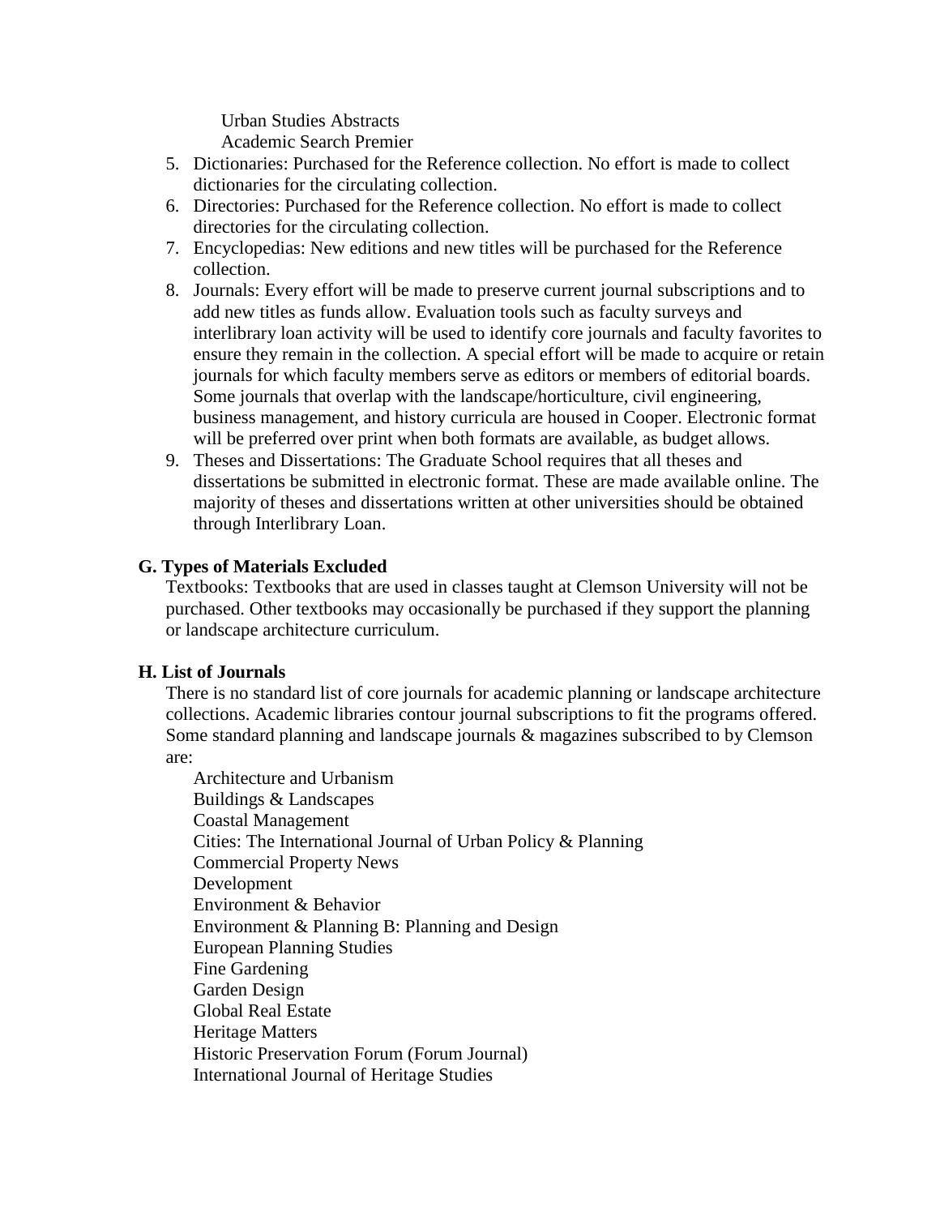Urban Studies Abstracts
Academic Search Premier

5. Dictionaries: Purchased for the Reference collection. No effort is made to collect dictionaries for the circulating collection.
6. Directories: Purchased for the Reference collection. No effort is made to collect directories for the circulating collection.
7. Encyclopedias: New editions and new titles will be purchased for the Reference collection.
8. Journals: Every effort will be made to preserve current journal subscriptions and to add new titles as funds allow. Evaluation tools such as faculty surveys and interlibrary loan activity will be used to identify core journals and faculty favorites to ensure they remain in the collection. A special effort will be made to acquire or retain journals for which faculty members serve as editors or members of editorial boards. Some journals that overlap with the landscape/horticulture, civil engineering, business management, and history curricula are housed in Cooper. Electronic format will be preferred over print when both formats are available, as budget allows.
9. Theses and Dissertations: The Graduate School requires that all theses and dissertations be submitted in electronic format. These are made available online. The majority of theses and dissertations written at other universities should be obtained through Interlibrary Loan.

**G. Types of Materials Excluded**

Textbooks: Textbooks that are used in classes taught at Clemson University will not be purchased. Other textbooks may occasionally be purchased if they support the planning or landscape architecture curriculum.

**H. List of Journals**

There is no standard list of core journals for academic planning or landscape architecture collections. Academic libraries contour journal subscriptions to fit the programs offered. Some standard planning and landscape journals & magazines subscribed to by Clemson are:

Architecture and Urbanism
Buildings & Landscapes
Coastal Management
Cities: The International Journal of Urban Policy & Planning
Commercial Property News
Development
Environment & Behavior
Environment & Planning B: Planning and Design
European Planning Studies
Fine Gardening
Garden Design
Global Real Estate
Heritage Matters
Historic Preservation Forum (Forum Journal)
International Journal of Heritage Studies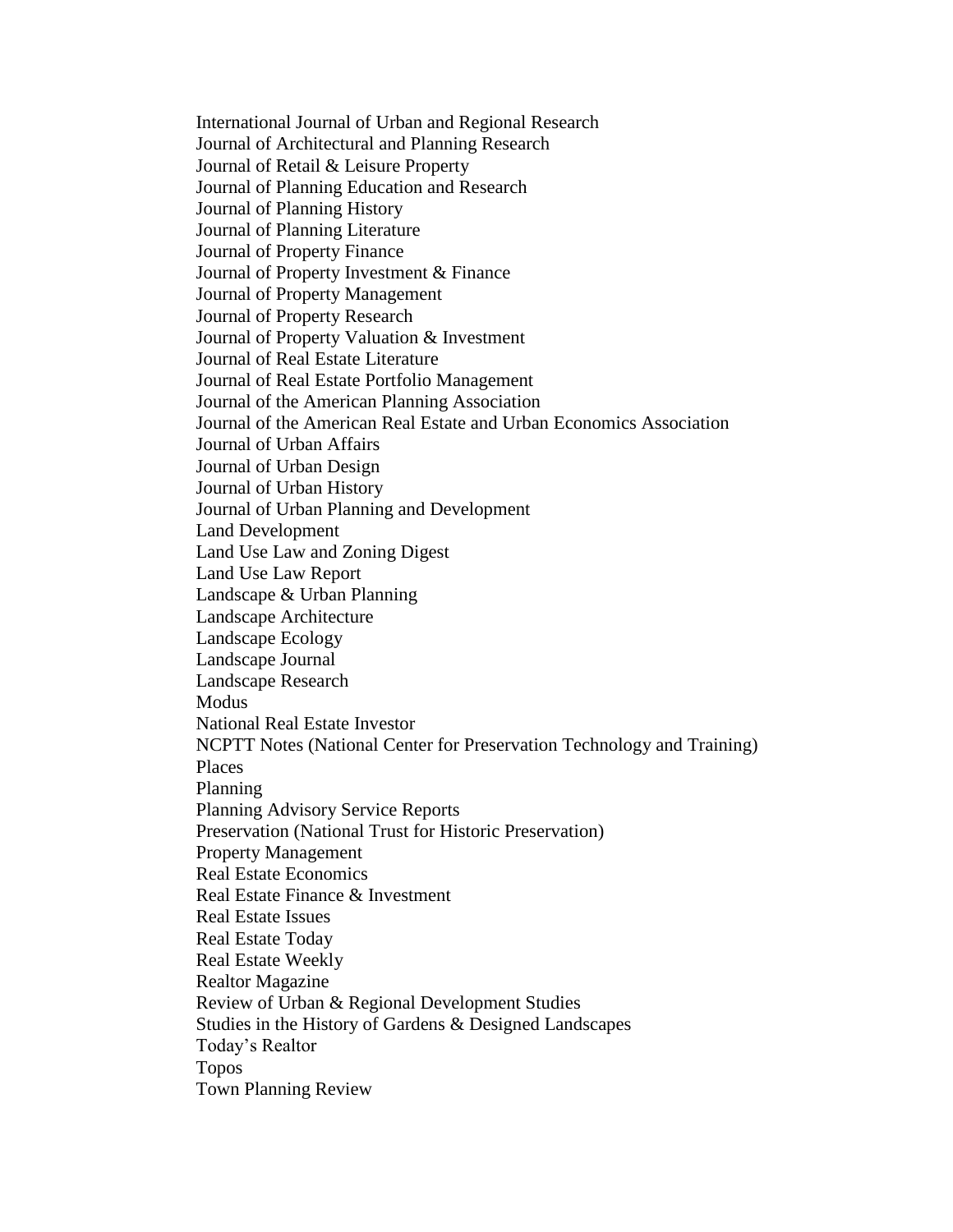International Journal of Urban and Regional Research
Journal of Architectural and Planning Research
Journal of Retail & Leisure Property
Journal of Planning Education and Research
Journal of Planning History
Journal of Planning Literature
Journal of Property Finance
Journal of Property Investment & Finance
Journal of Property Management
Journal of Property Research
Journal of Property Valuation & Investment
Journal of Real Estate Literature
Journal of Real Estate Portfolio Management
Journal of the American Planning Association
Journal of the American Real Estate and Urban Economics Association
Journal of Urban Affairs
Journal of Urban Design
Journal of Urban History
Journal of Urban Planning and Development
Land Development
Land Use Law and Zoning Digest
Land Use Law Report
Landscape & Urban Planning
Landscape Architecture
Landscape Ecology
Landscape Journal
Landscape Research
Modus
National Real Estate Investor
NCPTT Notes (National Center for Preservation Technology and Training)
Places
Planning
Planning Advisory Service Reports
Preservation (National Trust for Historic Preservation)
Property Management
Real Estate Economics
Real Estate Finance & Investment
Real Estate Issues
Real Estate Today
Real Estate Weekly
Realtor Magazine
Review of Urban & Regional Development Studies
Studies in the History of Gardens & Designed Landscapes
Today's Realtor
Topos
Town Planning Review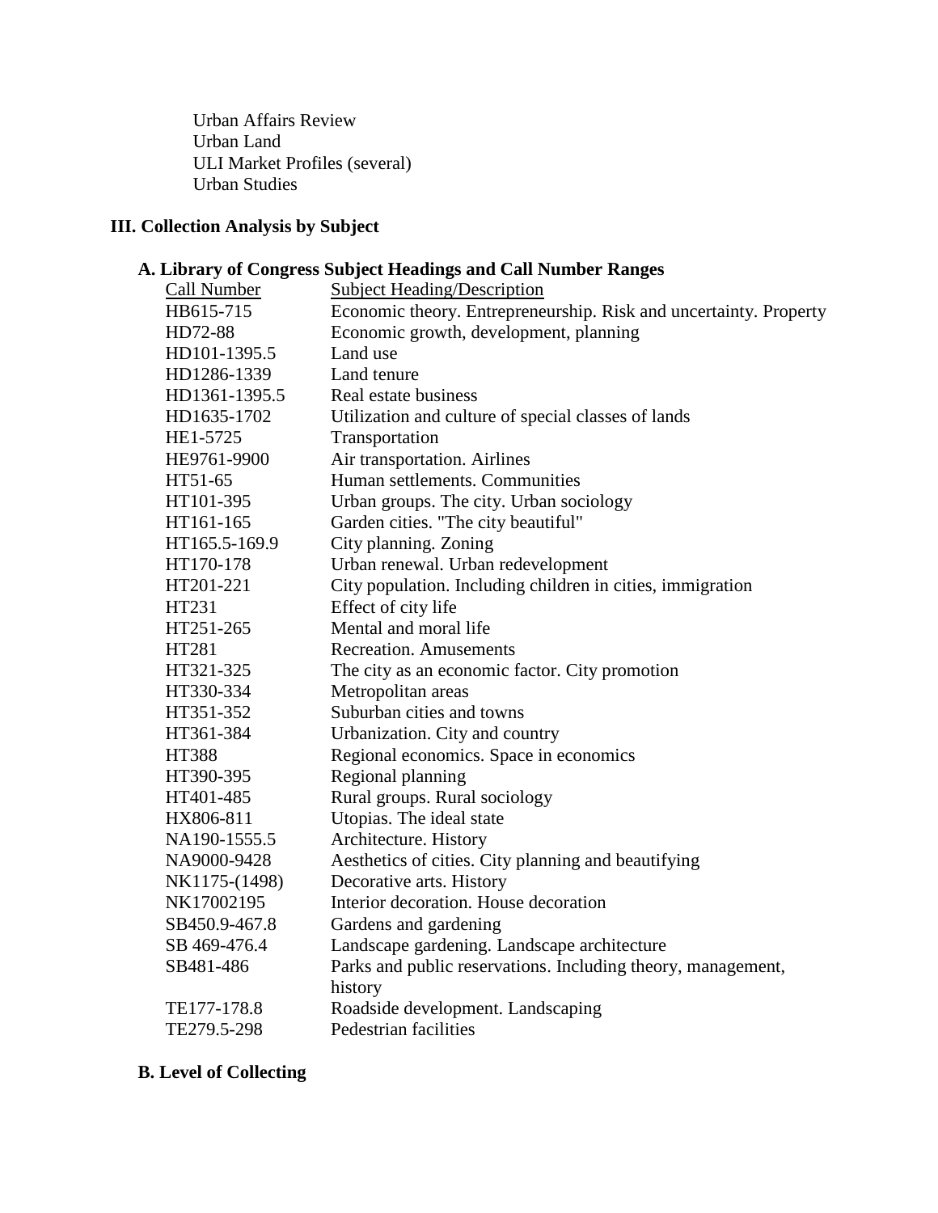Urban Affairs Review
Urban Land
ULI Market Profiles (several)
Urban Studies

## III. Collection Analysis by Subject

### A. Library of Congress Subject Headings and Call Number Ranges

| Call Number | Subject Heading/Description |
|---|---|
| HB615-715 | Economic theory. Entrepreneurship. Risk and uncertainty. Property |
| HD72-88 | Economic growth, development, planning |
| HD101-1395.5 | Land use |
| HD1286-1339 | Land tenure |
| HD1361-1395.5 | Real estate business |
| HD1635-1702 | Utilization and culture of special classes of lands |
| HE1-5725 | Transportation |
| HE9761-9900 | Air transportation. Airlines |
| HT51-65 | Human settlements. Communities |
| HT101-395 | Urban groups. The city. Urban sociology |
| HT161-165 | Garden cities. "The city beautiful" |
| HT165.5-169.9 | City planning. Zoning |
| HT170-178 | Urban renewal. Urban redevelopment |
| HT201-221 | City population. Including children in cities, immigration |
| HT231 | Effect of city life |
| HT251-265 | Mental and moral life |
| HT281 | Recreation. Amusements |
| HT321-325 | The city as an economic factor. City promotion |
| HT330-334 | Metropolitan areas |
| HT351-352 | Suburban cities and towns |
| HT361-384 | Urbanization. City and country |
| HT388 | Regional economics. Space in economics |
| HT390-395 | Regional planning |
| HT401-485 | Rural groups. Rural sociology |
| HX806-811 | Utopias. The ideal state |
| NA190-1555.5 | Architecture. History |
| NA9000-9428 | Aesthetics of cities. City planning and beautifying |
| NK1175-(1498) | Decorative arts. History |
| NK17002195 | Interior decoration. House decoration |
| SB450.9-467.8 | Gardens and gardening |
| SB 469-476.4 | Landscape gardening. Landscape architecture |
| SB481-486 | Parks and public reservations. Including theory, management, history |
| TE177-178.8 | Roadside development. Landscaping |
| TE279.5-298 | Pedestrian facilities |

### B. Level of Collecting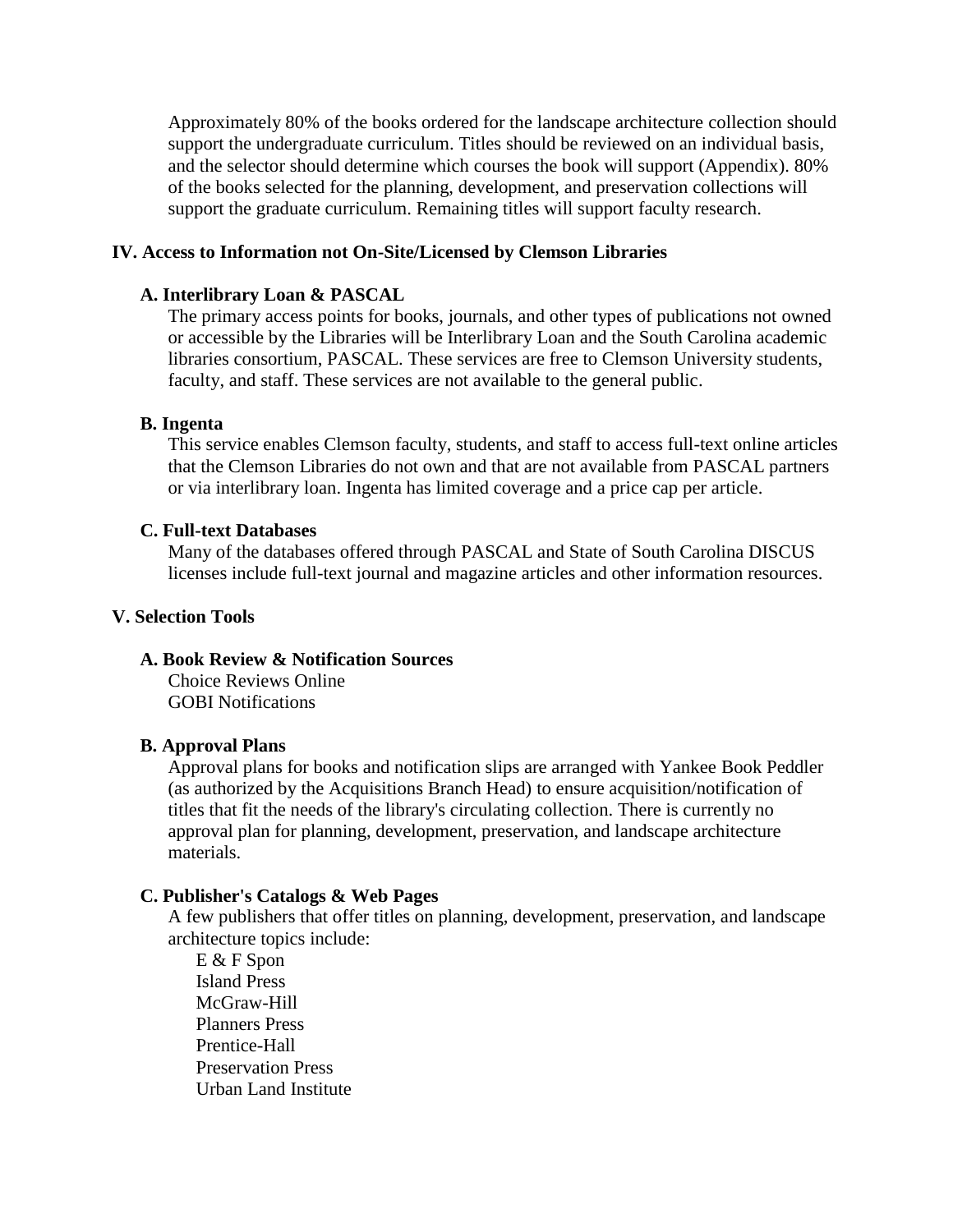Approximately 80% of the books ordered for the landscape architecture collection should support the undergraduate curriculum. Titles should be reviewed on an individual basis, and the selector should determine which courses the book will support (Appendix). 80% of the books selected for the planning, development, and preservation collections will support the graduate curriculum. Remaining titles will support faculty research.

## IV. Access to Information not On-Site/Licensed by Clemson Libraries

### A. Interlibrary Loan & PASCAL

The primary access points for books, journals, and other types of publications not owned or accessible by the Libraries will be Interlibrary Loan and the South Carolina academic libraries consortium, PASCAL. These services are free to Clemson University students, faculty, and staff. These services are not available to the general public.

### B. Ingenta

This service enables Clemson faculty, students, and staff to access full-text online articles that the Clemson Libraries do not own and that are not available from PASCAL partners or via interlibrary loan. Ingenta has limited coverage and a price cap per article.

### C. Full-text Databases

Many of the databases offered through PASCAL and State of South Carolina DISCUS licenses include full-text journal and magazine articles and other information resources.

## V. Selection Tools

### A. Book Review & Notification Sources

Choice Reviews Online
GOBI Notifications

### B. Approval Plans

Approval plans for books and notification slips are arranged with Yankee Book Peddler (as authorized by the Acquisitions Branch Head) to ensure acquisition/notification of titles that fit the needs of the library's circulating collection. There is currently no approval plan for planning, development, preservation, and landscape architecture materials.

### C. Publisher's Catalogs & Web Pages

A few publishers that offer titles on planning, development, preservation, and landscape architecture topics include:

- E & F Spon
- Island Press
- McGraw-Hill
- Planners Press
- Prentice-Hall
- Preservation Press
- Urban Land Institute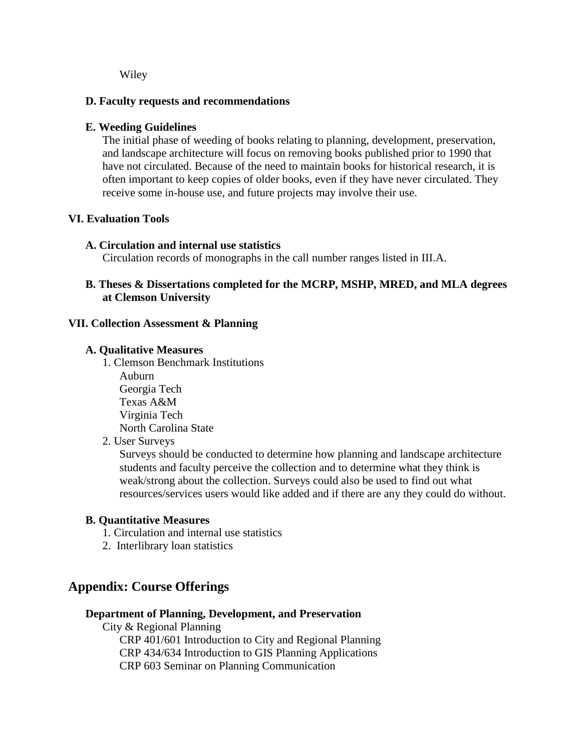Wiley

### D. Faculty requests and recommendations

### E. Weeding Guidelines

The initial phase of weeding of books relating to planning, development, preservation, and landscape architecture will focus on removing books published prior to 1990 that have not circulated. Because of the need to maintain books for historical research, it is often important to keep copies of older books, even if they have never circulated. They receive some in-house use, and future projects may involve their use.

## VI. Evaluation Tools

### A. Circulation and internal use statistics

Circulation records of monographs in the call number ranges listed in III.A.

### B. Theses & Dissertations completed for the MCRP, MSHP, MRED, and MLA degrees at Clemson University

## VII. Collection Assessment & Planning

### A. Qualitative Measures

1. Clemson Benchmark Institutions
   - Auburn
   - Georgia Tech
   - Texas A&M
   - Virginia Tech
   - North Carolina State
2. User Surveys

   Surveys should be conducted to determine how planning and landscape architecture students and faculty perceive the collection and to determine what they think is weak/strong about the collection. Surveys could also be used to find out what resources/services users would like added and if there are any they could do without.

### B. Quantitative Measures

1. Circulation and internal use statistics
2. Interlibrary loan statistics

# Appendix: Course Offerings

### Department of Planning, Development, and Preservation

City & Regional Planning

- CRP 401/601 Introduction to City and Regional Planning
- CRP 434/634 Introduction to GIS Planning Applications
- CRP 603 Seminar on Planning Communication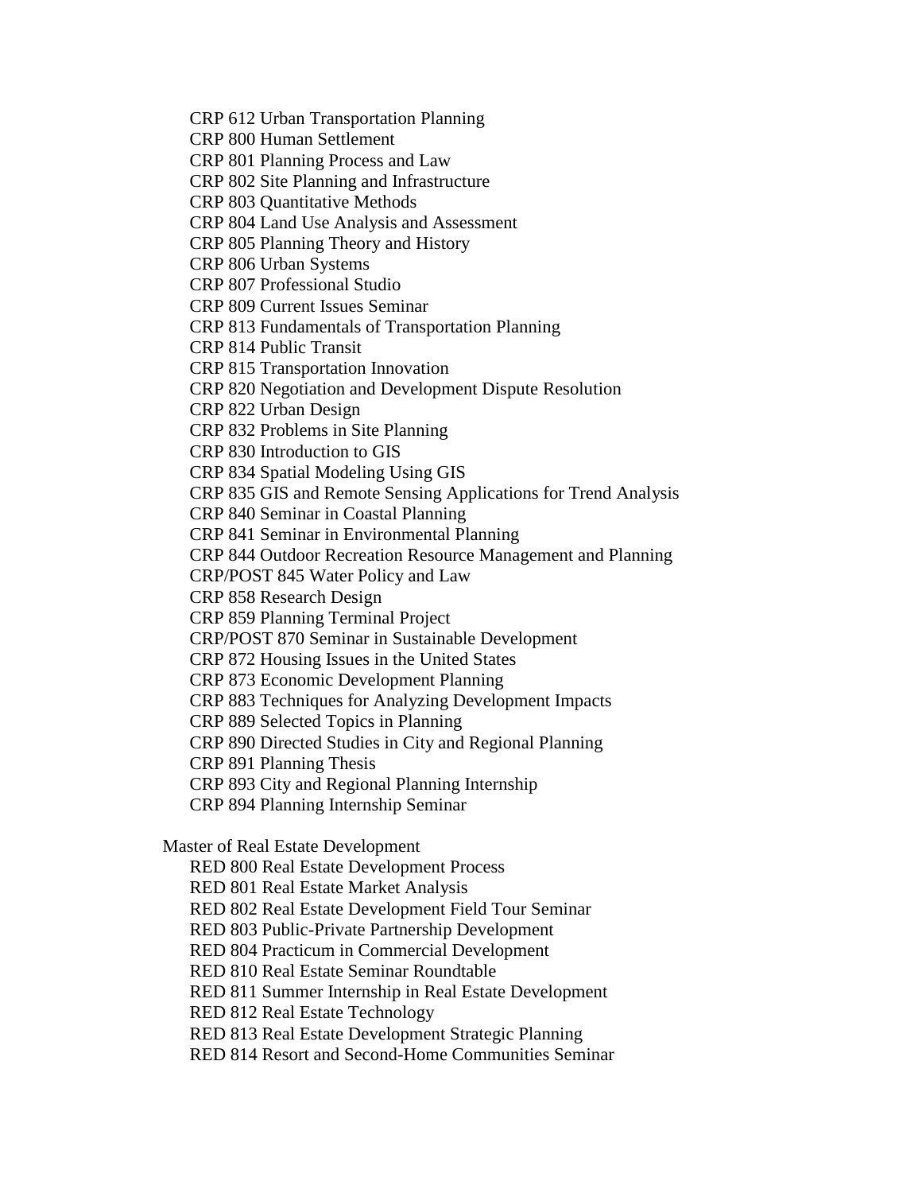- CRP 612 Urban Transportation Planning
- CRP 800 Human Settlement
- CRP 801 Planning Process and Law
- CRP 802 Site Planning and Infrastructure
- CRP 803 Quantitative Methods
- CRP 804 Land Use Analysis and Assessment
- CRP 805 Planning Theory and History
- CRP 806 Urban Systems
- CRP 807 Professional Studio
- CRP 809 Current Issues Seminar
- CRP 813 Fundamentals of Transportation Planning
- CRP 814 Public Transit
- CRP 815 Transportation Innovation
- CRP 820 Negotiation and Development Dispute Resolution
- CRP 822 Urban Design
- CRP 832 Problems in Site Planning
- CRP 830 Introduction to GIS
- CRP 834 Spatial Modeling Using GIS
- CRP 835 GIS and Remote Sensing Applications for Trend Analysis
- CRP 840 Seminar in Coastal Planning
- CRP 841 Seminar in Environmental Planning
- CRP 844 Outdoor Recreation Resource Management and Planning
- CRP/POST 845 Water Policy and Law
- CRP 858 Research Design
- CRP 859 Planning Terminal Project
- CRP/POST 870 Seminar in Sustainable Development
- CRP 872 Housing Issues in the United States
- CRP 873 Economic Development Planning
- CRP 883 Techniques for Analyzing Development Impacts
- CRP 889 Selected Topics in Planning
- CRP 890 Directed Studies in City and Regional Planning
- CRP 891 Planning Thesis
- CRP 893 City and Regional Planning Internship
- CRP 894 Planning Internship Seminar

Master of Real Estate Development

- RED 800 Real Estate Development Process
- RED 801 Real Estate Market Analysis
- RED 802 Real Estate Development Field Tour Seminar
- RED 803 Public-Private Partnership Development
- RED 804 Practicum in Commercial Development
- RED 810 Real Estate Seminar Roundtable
- RED 811 Summer Internship in Real Estate Development
- RED 812 Real Estate Technology
- RED 813 Real Estate Development Strategic Planning
- RED 814 Resort and Second-Home Communities Seminar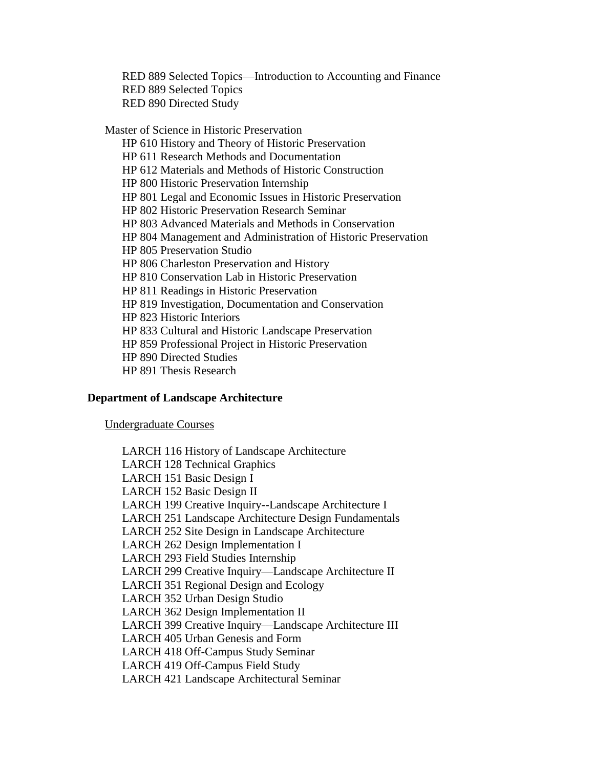RED 889 Selected Topics—Introduction to Accounting and Finance
RED 889 Selected Topics
RED 890 Directed Study

Master of Science in Historic Preservation

HP 610 History and Theory of Historic Preservation
HP 611 Research Methods and Documentation
HP 612 Materials and Methods of Historic Construction
HP 800 Historic Preservation Internship
HP 801 Legal and Economic Issues in Historic Preservation
HP 802 Historic Preservation Research Seminar
HP 803 Advanced Materials and Methods in Conservation
HP 804 Management and Administration of Historic Preservation
HP 805 Preservation Studio
HP 806 Charleston Preservation and History
HP 810 Conservation Lab in Historic Preservation
HP 811 Readings in Historic Preservation
HP 819 Investigation, Documentation and Conservation
HP 823 Historic Interiors
HP 833 Cultural and Historic Landscape Preservation
HP 859 Professional Project in Historic Preservation
HP 890 Directed Studies
HP 891 Thesis Research

**Department of Landscape Architecture**

Undergraduate Courses

LARCH 116 History of Landscape Architecture
LARCH 128 Technical Graphics
LARCH 151 Basic Design I
LARCH 152 Basic Design II
LARCH 199 Creative Inquiry--Landscape Architecture I
LARCH 251 Landscape Architecture Design Fundamentals
LARCH 252 Site Design in Landscape Architecture
LARCH 262 Design Implementation I
LARCH 293 Field Studies Internship
LARCH 299 Creative Inquiry—Landscape Architecture II
LARCH 351 Regional Design and Ecology
LARCH 352 Urban Design Studio
LARCH 362 Design Implementation II
LARCH 399 Creative Inquiry—Landscape Architecture III
LARCH 405 Urban Genesis and Form
LARCH 418 Off-Campus Study Seminar
LARCH 419 Off-Campus Field Study
LARCH 421 Landscape Architectural Seminar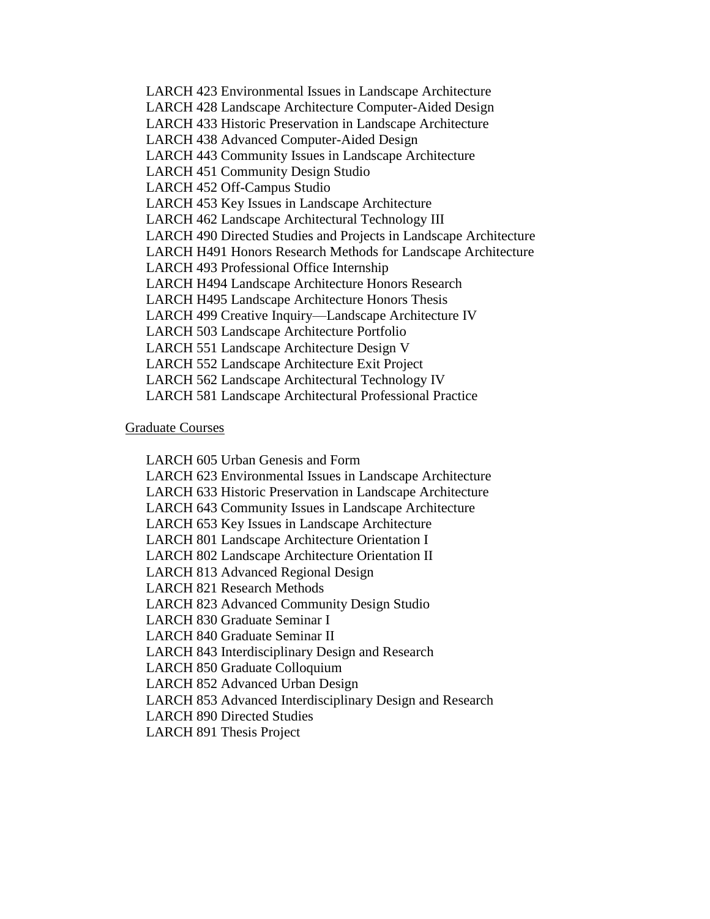LARCH 423 Environmental Issues in Landscape Architecture
LARCH 428 Landscape Architecture Computer-Aided Design
LARCH 433 Historic Preservation in Landscape Architecture
LARCH 438 Advanced Computer-Aided Design
LARCH 443 Community Issues in Landscape Architecture
LARCH 451 Community Design Studio
LARCH 452 Off-Campus Studio
LARCH 453 Key Issues in Landscape Architecture
LARCH 462 Landscape Architectural Technology III
LARCH 490 Directed Studies and Projects in Landscape Architecture
LARCH H491 Honors Research Methods for Landscape Architecture
LARCH 493 Professional Office Internship
LARCH H494 Landscape Architecture Honors Research
LARCH H495 Landscape Architecture Honors Thesis
LARCH 499 Creative Inquiry—Landscape Architecture IV
LARCH 503 Landscape Architecture Portfolio
LARCH 551 Landscape Architecture Design V
LARCH 552 Landscape Architecture Exit Project
LARCH 562 Landscape Architectural Technology IV
LARCH 581 Landscape Architectural Professional Practice

<u>Graduate Courses</u>

LARCH 605 Urban Genesis and Form
LARCH 623 Environmental Issues in Landscape Architecture
LARCH 633 Historic Preservation in Landscape Architecture
LARCH 643 Community Issues in Landscape Architecture
LARCH 653 Key Issues in Landscape Architecture
LARCH 801 Landscape Architecture Orientation I
LARCH 802 Landscape Architecture Orientation II
LARCH 813 Advanced Regional Design
LARCH 821 Research Methods
LARCH 823 Advanced Community Design Studio
LARCH 830 Graduate Seminar I
LARCH 840 Graduate Seminar II
LARCH 843 Interdisciplinary Design and Research
LARCH 850 Graduate Colloquium
LARCH 852 Advanced Urban Design
LARCH 853 Advanced Interdisciplinary Design and Research
LARCH 890 Directed Studies
LARCH 891 Thesis Project